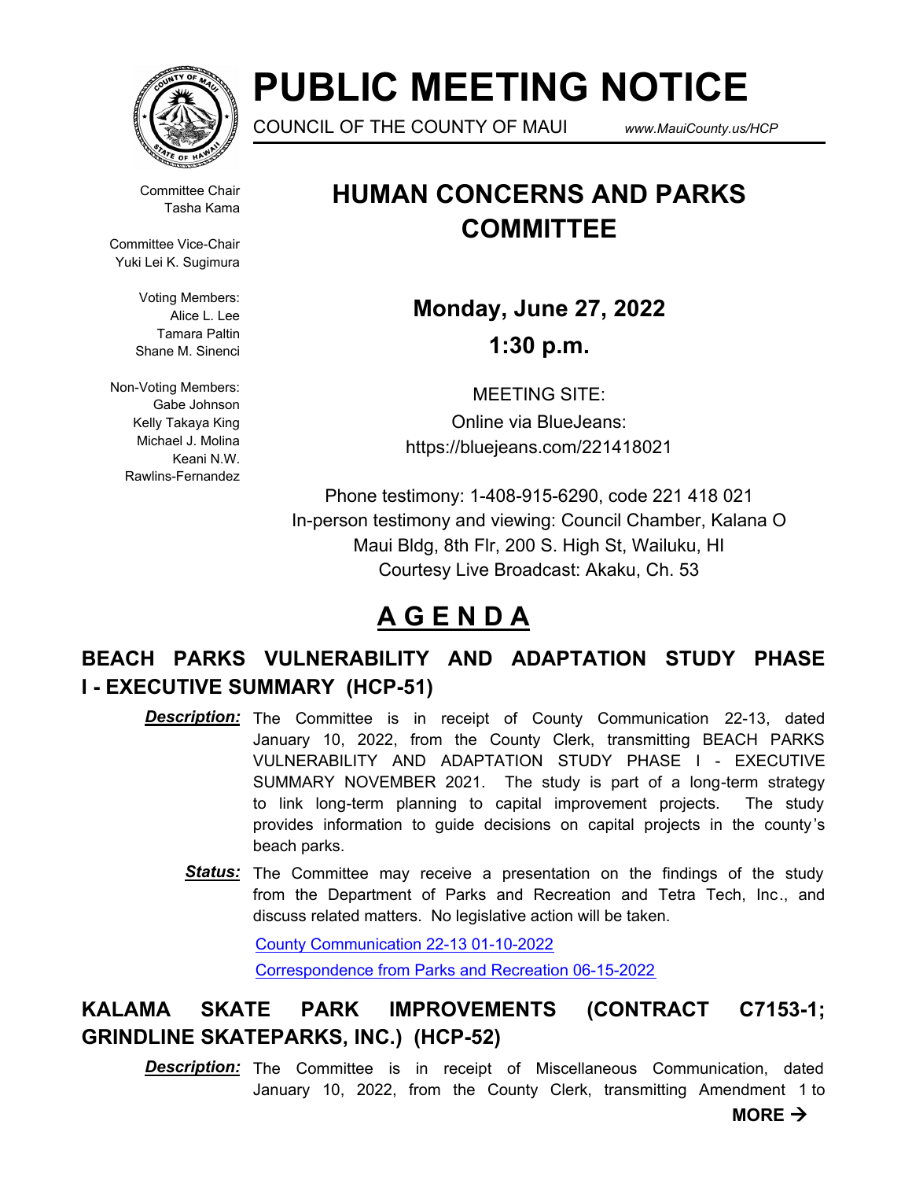# PUBLIC MEETING NOTICE

COUNCIL OF THE COUNTY OF MAUI www.MauiCounty.us/HCP

Committee Chair
Tasha Kama

Committee Vice-Chair
Yuki Lei K. Sugimura

Voting Members:
Alice L. Lee
Tamara Paltin
Shane M. Sinenci

Non-Voting Members:
Gabe Johnson
Kelly Takaya King
Michael J. Molina
Keani N.W. Rawlins-Fernandez

## HUMAN CONCERNS AND PARKS COMMITTEE

**Monday, June 27, 2022**

**1:30 p.m.**

MEETING SITE:
Online via BlueJeans:
https://bluejeans.com/221418021

Phone testimony: 1-408-915-6290, code 221 418 021
In-person testimony and viewing: Council Chamber, Kalana O Maui Bldg, 8th Flr, 200 S. High St, Wailuku, HI
Courtesy Live Broadcast: Akaku, Ch. 53

## A G E N D A

### BEACH PARKS VULNERABILITY AND ADAPTATION STUDY PHASE I - EXECUTIVE SUMMARY (HCP-51)

***Description:*** The Committee is in receipt of County Communication 22-13, dated January 10, 2022, from the County Clerk, transmitting BEACH PARKS VULNERABILITY AND ADAPTATION STUDY PHASE I - EXECUTIVE SUMMARY NOVEMBER 2021. The study is part of a long-term strategy to link long-term planning to capital improvement projects. The study provides information to guide decisions on capital projects in the county's beach parks.

***Status:*** The Committee may receive a presentation on the findings of the study from the Department of Parks and Recreation and Tetra Tech, Inc., and discuss related matters. No legislative action will be taken.

County Communication 22-13 01-10-2022

Correspondence from Parks and Recreation 06-15-2022

### KALAMA SKATE PARK IMPROVEMENTS (CONTRACT C7153-1; GRINDLINE SKATEPARKS, INC.) (HCP-52)

***Description:*** The Committee is in receipt of Miscellaneous Communication, dated January 10, 2022, from the County Clerk, transmitting Amendment 1 to

**MORE →**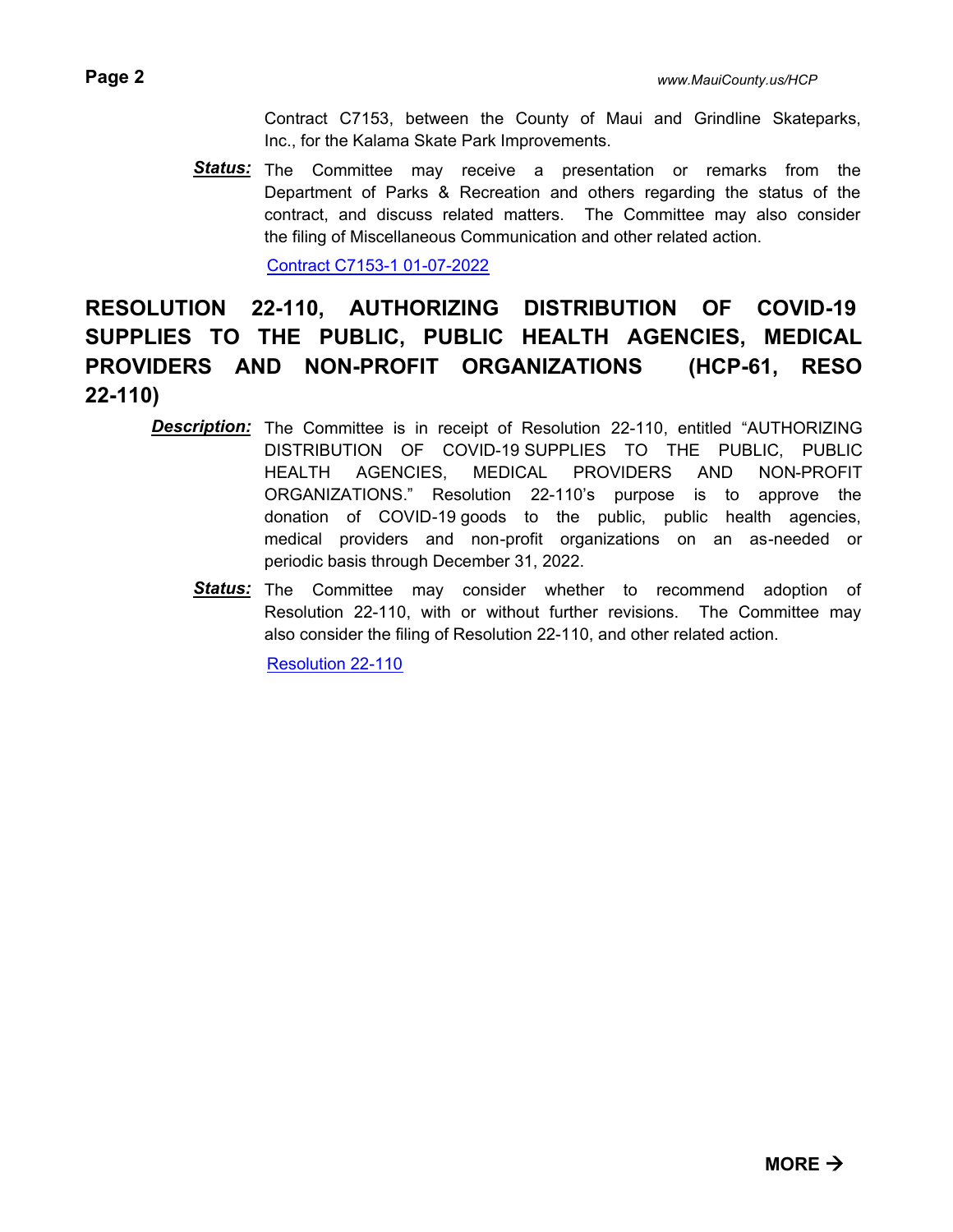Contract C7153, between the County of Maui and Grindline Skateparks, Inc., for the Kalama Skate Park Improvements.

***Status:*** The Committee may receive a presentation or remarks from the Department of Parks & Recreation and others regarding the status of the contract, and discuss related matters. The Committee may also consider the filing of Miscellaneous Communication and other related action.

Contract C7153-1 01-07-2022

## RESOLUTION 22-110, AUTHORIZING DISTRIBUTION OF COVID-19 SUPPLIES TO THE PUBLIC, PUBLIC HEALTH AGENCIES, MEDICAL PROVIDERS AND NON-PROFIT ORGANIZATIONS (HCP-61, RESO 22-110)

***Description:*** The Committee is in receipt of Resolution 22-110, entitled "AUTHORIZING DISTRIBUTION OF COVID-19 SUPPLIES TO THE PUBLIC, PUBLIC HEALTH AGENCIES, MEDICAL PROVIDERS AND NON-PROFIT ORGANIZATIONS." Resolution 22-110's purpose is to approve the donation of COVID-19 goods to the public, public health agencies, medical providers and non-profit organizations on an as-needed or periodic basis through December 31, 2022.

***Status:*** The Committee may consider whether to recommend adoption of Resolution 22-110, with or without further revisions. The Committee may also consider the filing of Resolution 22-110, and other related action.

Resolution 22-110

**MORE →**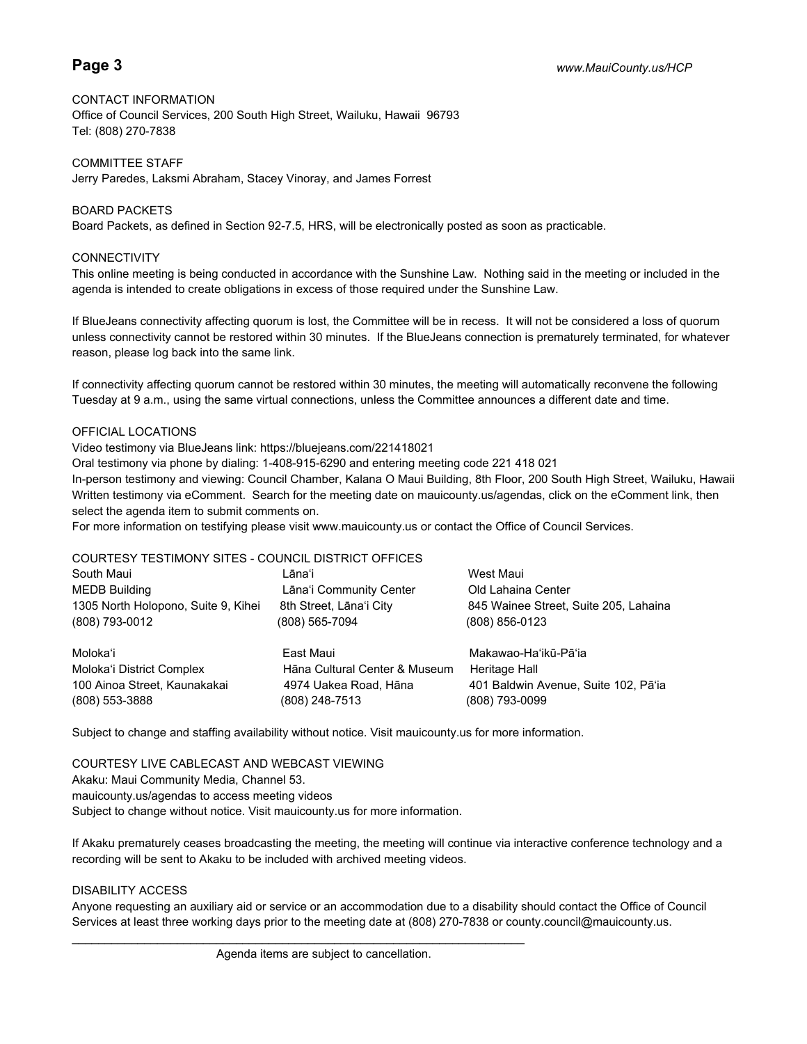CONTACT INFORMATION
Office of Council Services, 200 South High Street, Wailuku, Hawaii 96793
Tel: (808) 270-7838

COMMITTEE STAFF
Jerry Paredes, Laksmi Abraham, Stacey Vinoray, and James Forrest

BOARD PACKETS
Board Packets, as defined in Section 92-7.5, HRS, will be electronically posted as soon as practicable.

CONNECTIVITY
This online meeting is being conducted in accordance with the Sunshine Law. Nothing said in the meeting or included in the agenda is intended to create obligations in excess of those required under the Sunshine Law.

If BlueJeans connectivity affecting quorum is lost, the Committee will be in recess. It will not be considered a loss of quorum unless connectivity cannot be restored within 30 minutes. If the BlueJeans connection is prematurely terminated, for whatever reason, please log back into the same link.

If connectivity affecting quorum cannot be restored within 30 minutes, the meeting will automatically reconvene the following Tuesday at 9 a.m., using the same virtual connections, unless the Committee announces a different date and time.

OFFICIAL LOCATIONS
Video testimony via BlueJeans link: https://bluejeans.com/221418021
Oral testimony via phone by dialing: 1-408-915-6290 and entering meeting code 221 418 021
In-person testimony and viewing: Council Chamber, Kalana O Maui Building, 8th Floor, 200 South High Street, Wailuku, Hawaii
Written testimony via eComment. Search for the meeting date on mauicounty.us/agendas, click on the eComment link, then select the agenda item to submit comments on.
For more information on testifying please visit www.mauicounty.us or contact the Office of Council Services.

COURTESY TESTIMONY SITES - COUNCIL DISTRICT OFFICES

| | | |
|---|---|---|
| South Maui | Lānaʻi | West Maui |
| MEDB Building | Lānaʻi Community Center | Old Lahaina Center |
| 1305 North Holopono, Suite 9, Kihei | 8th Street, Lānaʻi City | 845 Wainee Street, Suite 205, Lahaina |
| (808) 793-0012 | (808) 565-7094 | (808) 856-0123 |
| Molokaʻi | East Maui | Makawao-Haʻikū-Pāʻia |
| Molokaʻi District Complex | Hāna Cultural Center & Museum | Heritage Hall |
| 100 Ainoa Street, Kaunakakai | 4974 Uakea Road, Hāna | 401 Baldwin Avenue, Suite 102, Pāʻia |
| (808) 553-3888 | (808) 248-7513 | (808) 793-0099 |

Subject to change and staffing availability without notice. Visit mauicounty.us for more information.

COURTESY LIVE CABLECAST AND WEBCAST VIEWING
Akaku: Maui Community Media, Channel 53.
mauicounty.us/agendas to access meeting videos
Subject to change without notice. Visit mauicounty.us for more information.

If Akaku prematurely ceases broadcasting the meeting, the meeting will continue via interactive conference technology and a recording will be sent to Akaku to be included with archived meeting videos.

DISABILITY ACCESS
Anyone requesting an auxiliary aid or service or an accommodation due to a disability should contact the Office of Council Services at least three working days prior to the meeting date at (808) 270-7838 or county.council@mauicounty.us.

---

Agenda items are subject to cancellation.